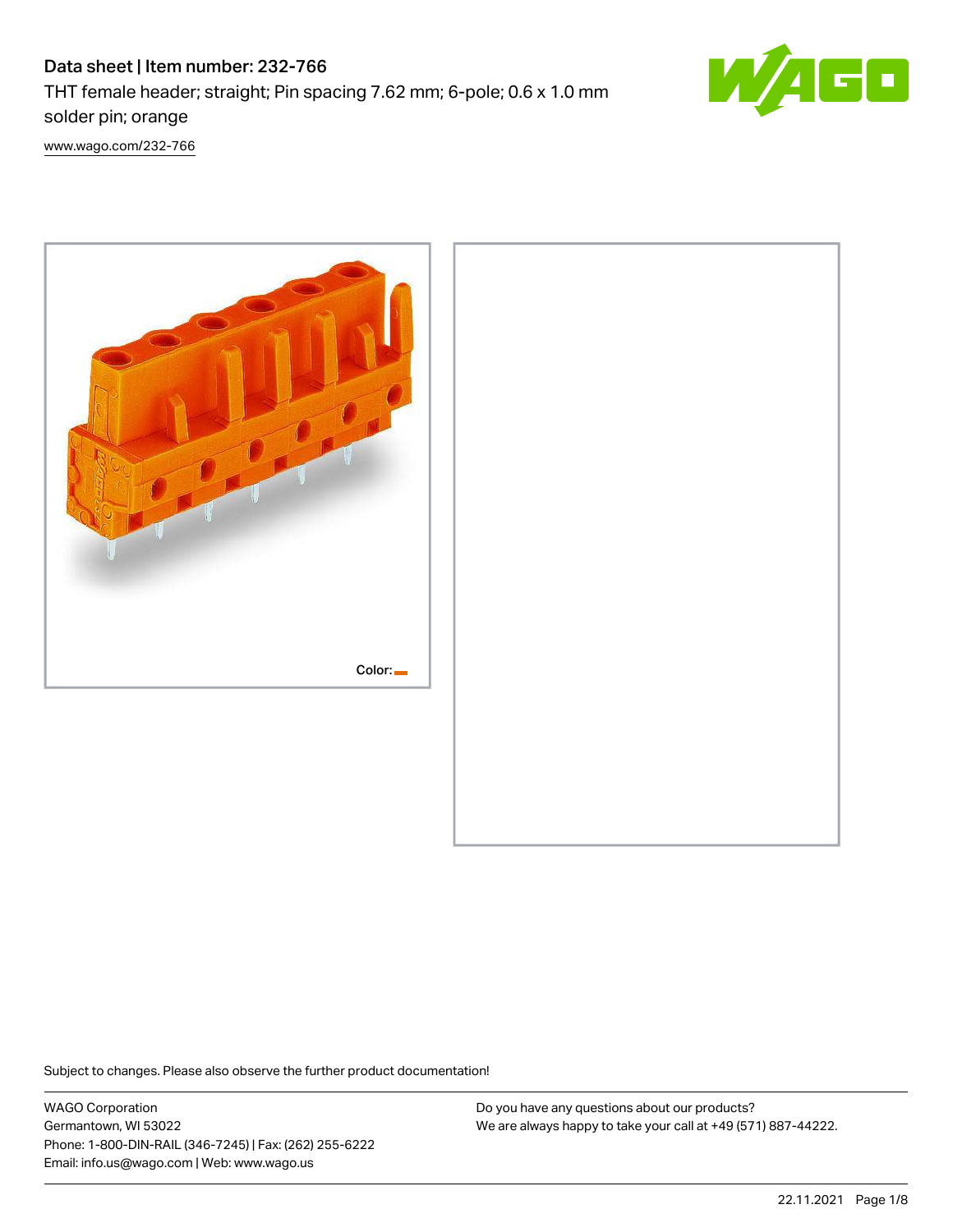# Data sheet | Item number: 232-766

THT female header; straight; Pin spacing 7.62 mm; 6-pole; 0.6 x 1.0 mm solder pin; orange

[www.wago.com/232-766](www.wago.com/232-766)

Color:

Subject to changes. Please also observe the further product documentation!

WAGO Corporation
Germantown, WI 53022
Phone: 1-800-DIN-RAIL (346-7245) | Fax: (262) 255-6222
Email: info.us@wago.com | Web: www.wago.us

Do you have any questions about our products?
We are always happy to take your call at +49 (571) 887-44222.

22.11.2021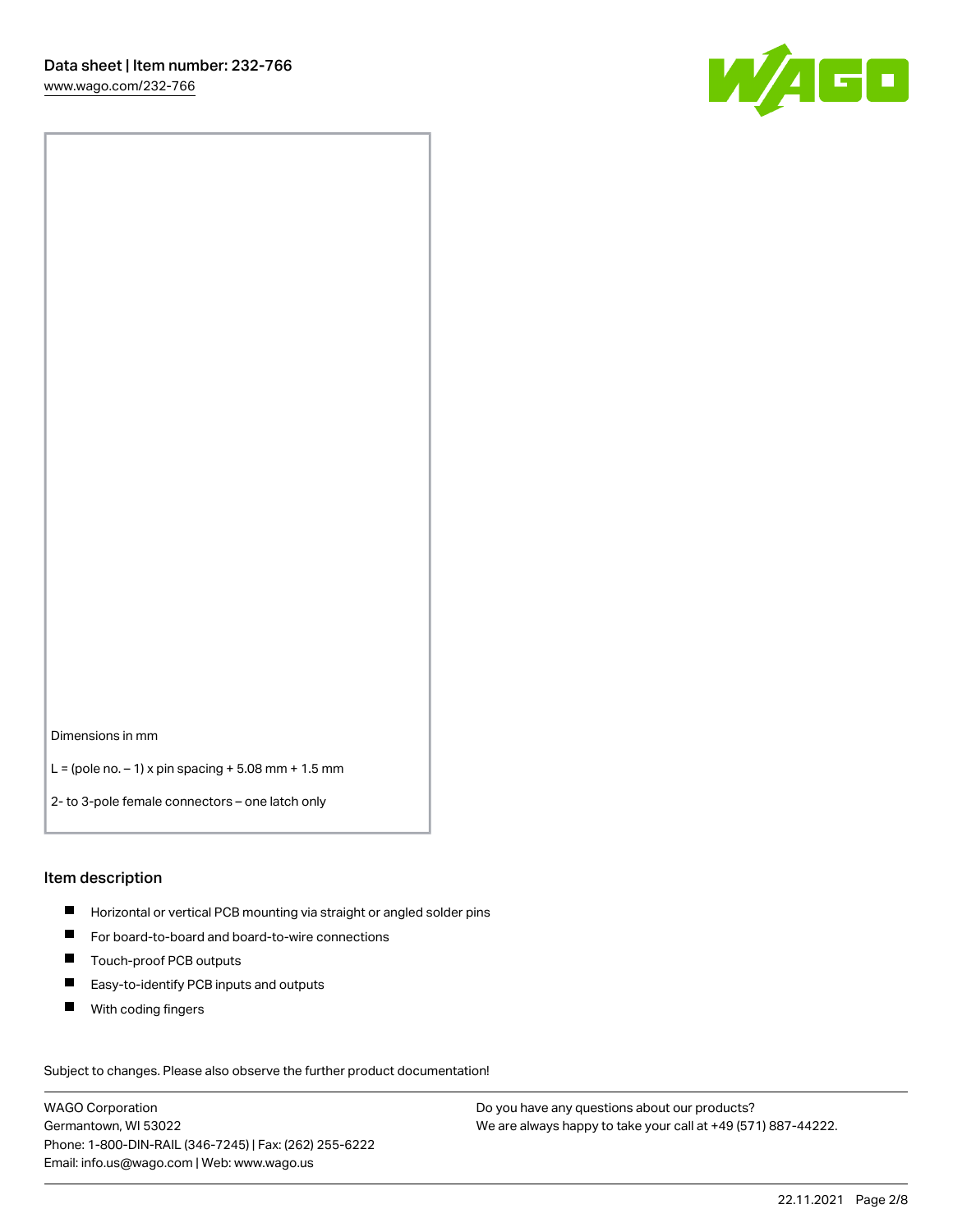Dimensions in mm

L = (pole no. – 1) x pin spacing + 5.08 mm + 1.5 mm

2- to 3-pole female connectors – one latch only

## Item description

- Horizontal or vertical PCB mounting via straight or angled solder pins
- For board-to-board and board-to-wire connections
- Touch-proof PCB outputs
- Easy-to-identify PCB inputs and outputs
- With coding fingers

Subject to changes. Please also observe the further product documentation!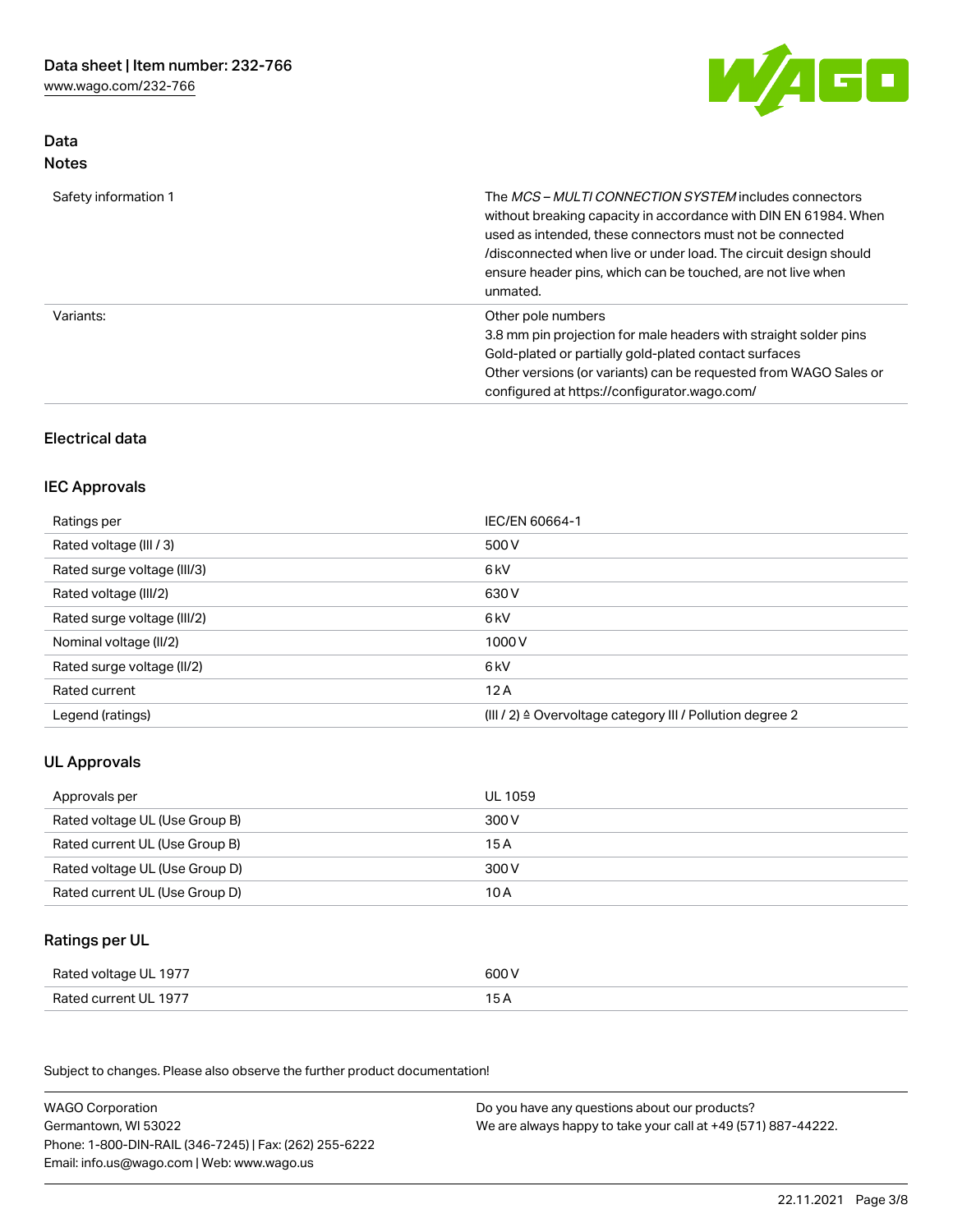## Data
### Notes

| | |
|---|---|
| Safety information 1 | The *MCS – MULTI CONNECTION SYSTEM* includes connectors without breaking capacity in accordance with DIN EN 61984. When used as intended, these connectors must not be connected /disconnected when live or under load. The circuit design should ensure header pins, which can be touched, are not live when unmated. |
| Variants: | Other pole numbers<br>3.8 mm pin projection for male headers with straight solder pins<br>Gold-plated or partially gold-plated contact surfaces<br>Other versions (or variants) can be requested from WAGO Sales or configured at https://configurator.wago.com/ |

## Electrical data

### IEC Approvals

| | |
|---|---|
| Ratings per | IEC/EN 60664-1 |
| Rated voltage (III / 3) | 500 V |
| Rated surge voltage (III/3) | 6 kV |
| Rated voltage (III/2) | 630 V |
| Rated surge voltage (III/2) | 6 kV |
| Nominal voltage (II/2) | 1000 V |
| Rated surge voltage (II/2) | 6 kV |
| Rated current | 12 A |
| Legend (ratings) | (III / 2) ≙ Overvoltage category III / Pollution degree 2 |

### UL Approvals

| | |
|---|---|
| Approvals per | UL 1059 |
| Rated voltage UL (Use Group B) | 300 V |
| Rated current UL (Use Group B) | 15 A |
| Rated voltage UL (Use Group D) | 300 V |
| Rated current UL (Use Group D) | 10 A |

### Ratings per UL

| | |
|---|---|
| Rated voltage UL 1977 | 600 V |
| Rated current UL 1977 | 15 A |

Subject to changes. Please also observe the further product documentation!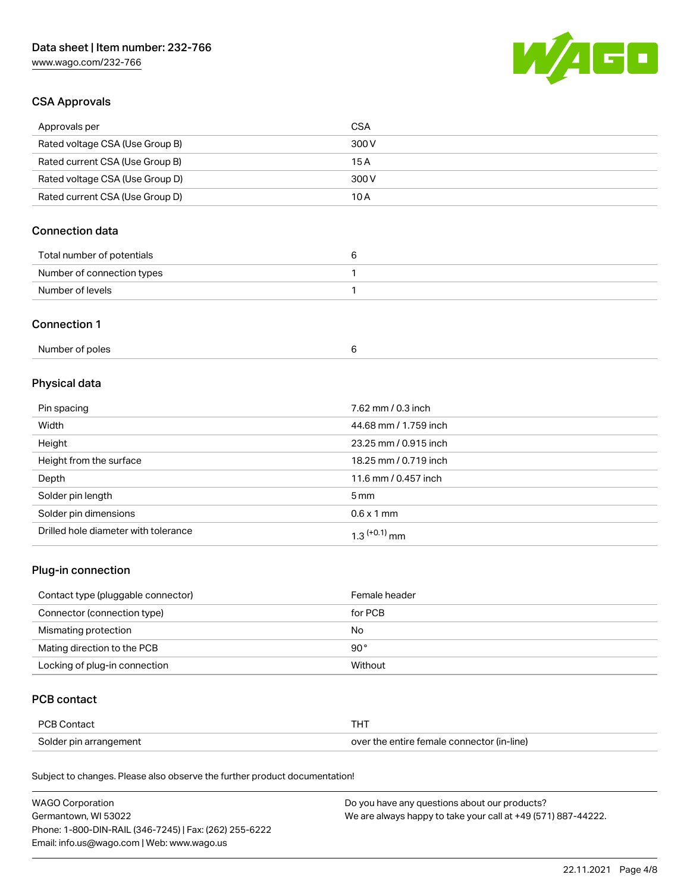## CSA Approvals

| | |
|---|---|
| Approvals per | CSA |
| Rated voltage CSA (Use Group B) | 300 V |
| Rated current CSA (Use Group B) | 15 A |
| Rated voltage CSA (Use Group D) | 300 V |
| Rated current CSA (Use Group D) | 10 A |

## Connection data

| | |
|---|---|
| Total number of potentials | 6 |
| Number of connection types | 1 |
| Number of levels | 1 |

## Connection 1

| | |
|---|---|
| Number of poles | 6 |

## Physical data

| | |
|---|---|
| Pin spacing | 7.62 mm / 0.3 inch |
| Width | 44.68 mm / 1.759 inch |
| Height | 23.25 mm / 0.915 inch |
| Height from the surface | 18.25 mm / 0.719 inch |
| Depth | 11.6 mm / 0.457 inch |
| Solder pin length | 5 mm |
| Solder pin dimensions | 0.6 x 1 mm |
| Drilled hole diameter with tolerance | $1.3^{(+0.1)}$ mm |

## Plug-in connection

| | |
|---|---|
| Contact type (pluggable connector) | Female header |
| Connector (connection type) | for PCB |
| Mismating protection | No |
| Mating direction to the PCB | 90° |
| Locking of plug-in connection | Without |

## PCB contact

| | |
|---|---|
| PCB Contact | THT |
| Solder pin arrangement | over the entire female connector (in-line) |

Subject to changes. Please also observe the further product documentation!

WAGO Corporation
Germantown, WI 53022
Phone: 1-800-DIN-RAIL (346-7245) | Fax: (262) 255-6222
Email: info.us@wago.com | Web: www.wago.us

Do you have any questions about our products?
We are always happy to take your call at +49 (571) 887-44222.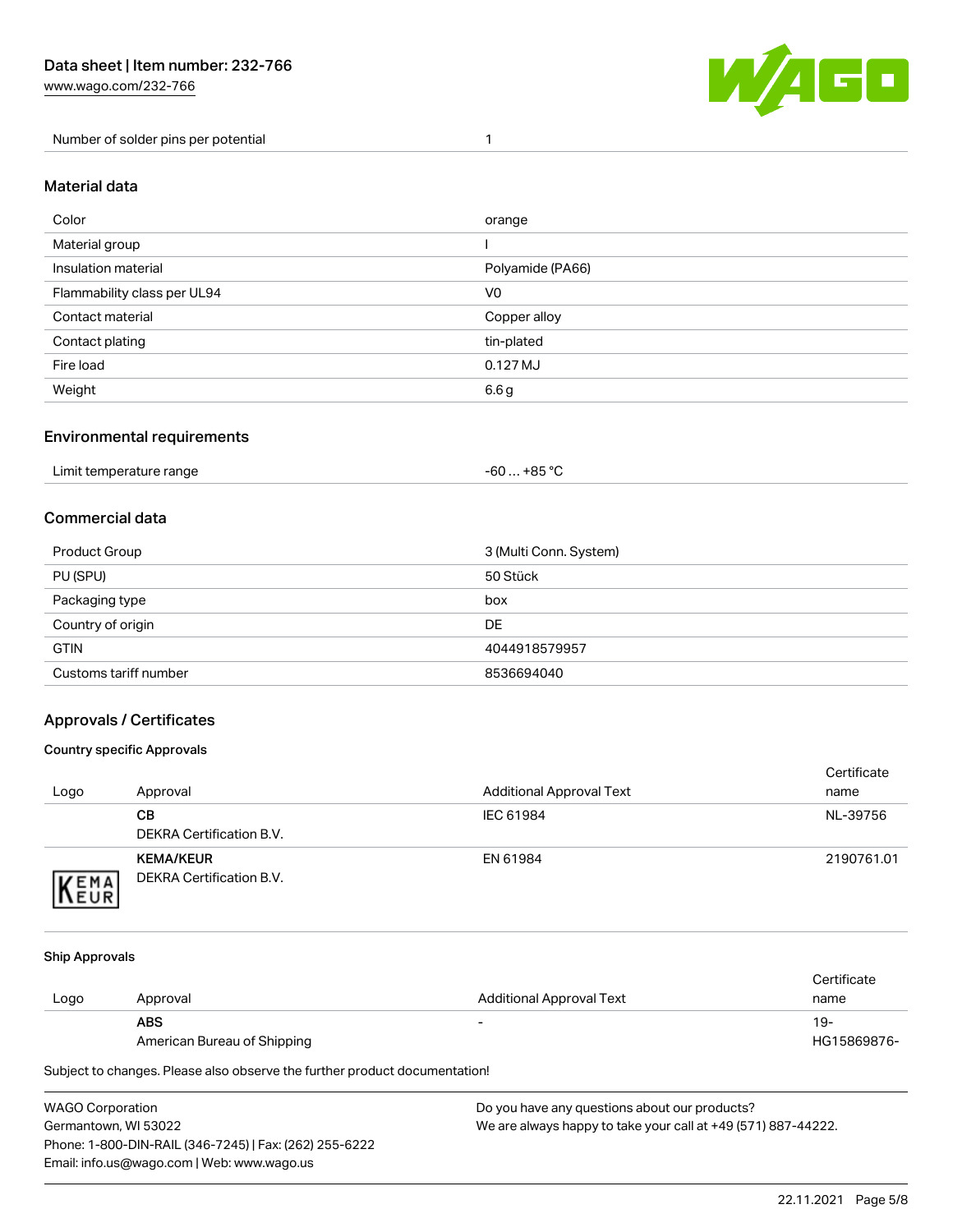| Number of solder pins per potential | 1 |
| --- | --- |

## Material data

| Color | orange |
| --- | --- |
| Material group | I |
| Insulation material | Polyamide (PA66) |
| Flammability class per UL94 | V0 |
| Contact material | Copper alloy |
| Contact plating | tin-plated |
| Fire load | 0.127 MJ |
| Weight | 6.6 g |

## Environmental requirements

| Limit temperature range | -60 … +85 °C |
| --- | --- |

## Commercial data

| Product Group | 3 (Multi Conn. System) |
| --- | --- |
| PU (SPU) | 50 Stück |
| Packaging type | box |
| Country of origin | DE |
| GTIN | 4044918579957 |
| Customs tariff number | 8536694040 |

## Approvals / Certificates

### Country specific Approvals

| Logo | Approval | Additional Approval Text | Certificate name |
| --- | --- | --- | --- |
| | **CB**<br>DEKRA Certification B.V. | IEC 61984 | NL-39756 |
| | **KEMA/KEUR**<br>DEKRA Certification B.V. | EN 61984 | 2190761.01 |

### Ship Approvals

| Logo | Approval | Additional Approval Text | Certificate name |
| --- | --- | --- | --- |
| | **ABS**<br>American Bureau of Shipping | - | 19-HG15869876- |

Subject to changes. Please also observe the further product documentation!

WAGO Corporation
Germantown, WI 53022
Phone: 1-800-DIN-RAIL (346-7245) | Fax: (262) 255-6222
Email: info.us@wago.com | Web: www.wago.us

Do you have any questions about our products?
We are always happy to take your call at +49 (571) 887-44222.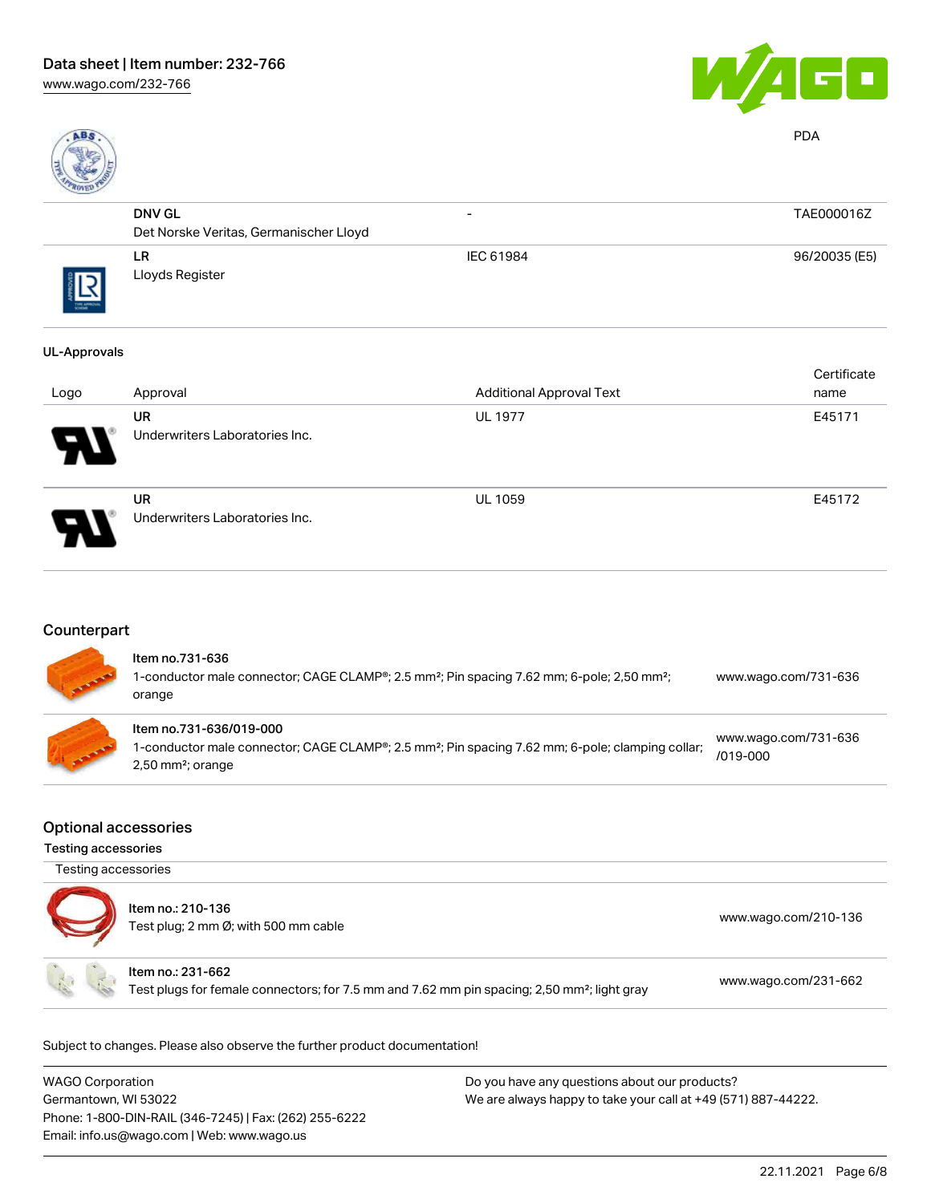| | | | PDA |
|---|---|---|---|
| | **DNV GL**<br>Det Norske Veritas, Germanischer Lloyd | - | TAE000016Z |
| | **LR**<br>Lloyds Register | IEC 61984 | 96/20035 (E5) |

UL-Approvals

| Logo | Approval | Additional Approval Text | Certificate name |
|---|---|---|---|
| | **UR**<br>Underwriters Laboratories Inc. | UL 1977 | E45171 |
| | **UR**<br>Underwriters Laboratories Inc. | UL 1059 | E45172 |

## Counterpart

| | |
|---|---|
| Item no.731-636<br>1-conductor male connector; CAGE CLAMP®; 2.5 mm²; Pin spacing 7.62 mm; 6-pole; 2,50 mm²; orange | www.wago.com/731-636 |
| Item no.731-636/019-000<br>1-conductor male connector; CAGE CLAMP®; 2.5 mm²; Pin spacing 7.62 mm; 6-pole; clamping collar; 2,50 mm²; orange | www.wago.com/731-636/019-000 |

## Optional accessories

### Testing accessories

Testing accessories

| | |
|---|---|
| Item no.: 210-136<br>Test plug; 2 mm Ø; with 500 mm cable | www.wago.com/210-136 |
| Item no.: 231-662<br>Test plugs for female connectors; for 7.5 mm and 7.62 mm pin spacing; 2,50 mm²; light gray | www.wago.com/231-662 |

Subject to changes. Please also observe the further product documentation!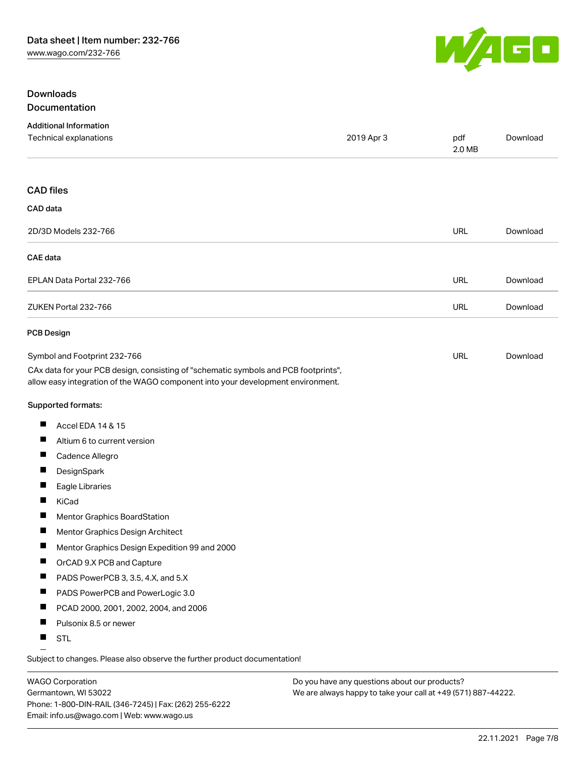## Downloads

### Documentation

**Additional Information**

| | | | |
|---|---|---|---|
| Technical explanations | 2019 Apr 3 | pdf 2.0 MB | Download |

## CAD files

**CAD data**

| | | |
|---|---|---|
| 2D/3D Models 232-766 | URL | Download |

**CAE data**

| | | |
|---|---|---|
| EPLAN Data Portal 232-766 | URL | Download |
| ZUKEN Portal 232-766 | URL | Download |

**PCB Design**

| | | |
|---|---|---|
| Symbol and Footprint 232-766 | URL | Download |

CAx data for your PCB design, consisting of "schematic symbols and PCB footprints", allow easy integration of the WAGO component into your development environment.

**Supported formats:**

- Accel EDA 14 & 15
- Altium 6 to current version
- Cadence Allegro
- DesignSpark
- Eagle Libraries
- KiCad
- Mentor Graphics BoardStation
- Mentor Graphics Design Architect
- Mentor Graphics Design Expedition 99 and 2000
- OrCAD 9.X PCB and Capture
- PADS PowerPCB 3, 3.5, 4.X, and 5.X
- PADS PowerPCB and PowerLogic 3.0
- PCAD 2000, 2001, 2002, 2004, and 2006
- Pulsonix 8.5 or newer
- STL

Subject to changes. Please also observe the further product documentation!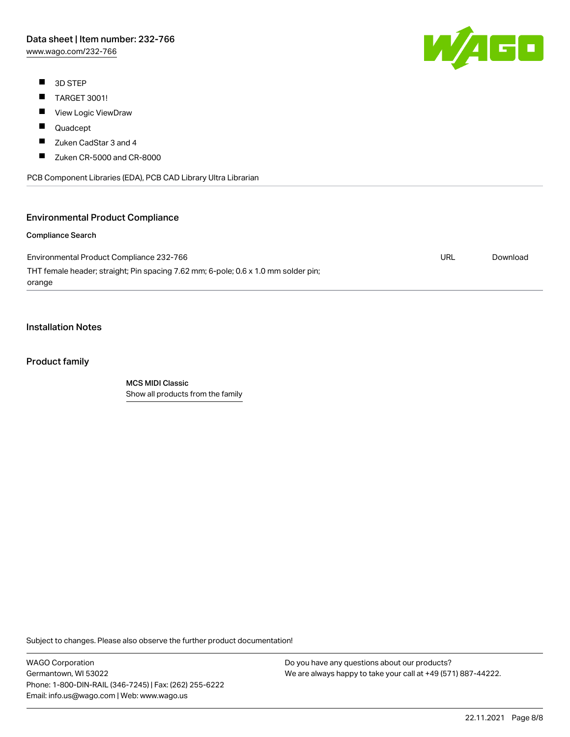- 3D STEP
- TARGET 3001!
- View Logic ViewDraw
- Quadcept
- Zuken CadStar 3 and 4
- Zuken CR-5000 and CR-8000

PCB Component Libraries (EDA), PCB CAD Library Ultra Librarian

## Environmental Product Compliance

### Compliance Search

| | | |
|---|---|---|
| Environmental Product Compliance 232-766<br>THT female header; straight; Pin spacing 7.62 mm; 6-pole; 0.6 x 1.0 mm solder pin; orange | URL | Download |

## Installation Notes

## Product family

**MCS MIDI Classic**
Show all products from the family

Subject to changes. Please also observe the further product documentation!

WAGO Corporation
Germantown, WI 53022
Phone: 1-800-DIN-RAIL (346-7245) | Fax: (262) 255-6222
Email: info.us@wago.com | Web: www.wago.us

Do you have any questions about our products?
We are always happy to take your call at +49 (571) 887-44222.